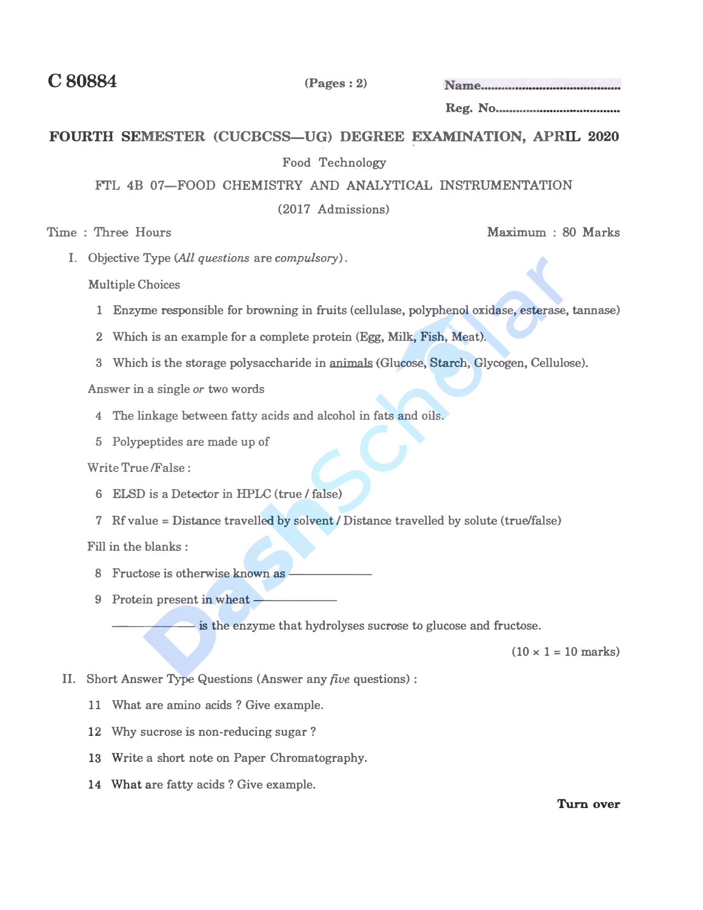**C 80884** (Pages : 2) Name.........................................

Reg. No.....................................

# FOURTH SEMESTER (CUCBCSS—UG) DEGREE EXAMINATION, APRIL 2020

Food Technology

FTL 4B 07—FOOD CHEMISTRY AND ANALYTICAL INSTRUMENTATION

(2017 Admissions)

Time : Three Hours Maximum : 80 Marks

I. Objective Type (*All questions* are *compulsory*).

Multiple Choices

1 Enzyme responsible for browning in fruits (cellulase, polyphenol oxidase, esterase, tannase)

2 Which is an example for a complete protein (Egg, Milk, Fish, Meat).

3 Which is the storage polysaccharide in animals (Glucose, Starch, Glycogen, Cellulose).

Answer in a single *or* two words

4 The linkage between fatty acids and alcohol in fats and oils.

5 Polypeptides are made up of

Write True /False :

6 ELSD is a Detector in HPLC (true / false)

7 Rf value = Distance travelled by solvent / Distance travelled by solute (true/false)

Fill in the blanks :

8 Fructose is otherwise known as —————

9 Protein present in wheat —————

————— is the enzyme that hydrolyses sucrose to glucose and fructose.

(10 × 1 = 10 marks)

II. Short Answer Type Questions (Answer any *five* questions) :

11 What are amino acids ? Give example.

12 Why sucrose is non-reducing sugar ?

13 Write a short note on Paper Chromatography.

14 What are fatty acids ? Give example.

**Turn over**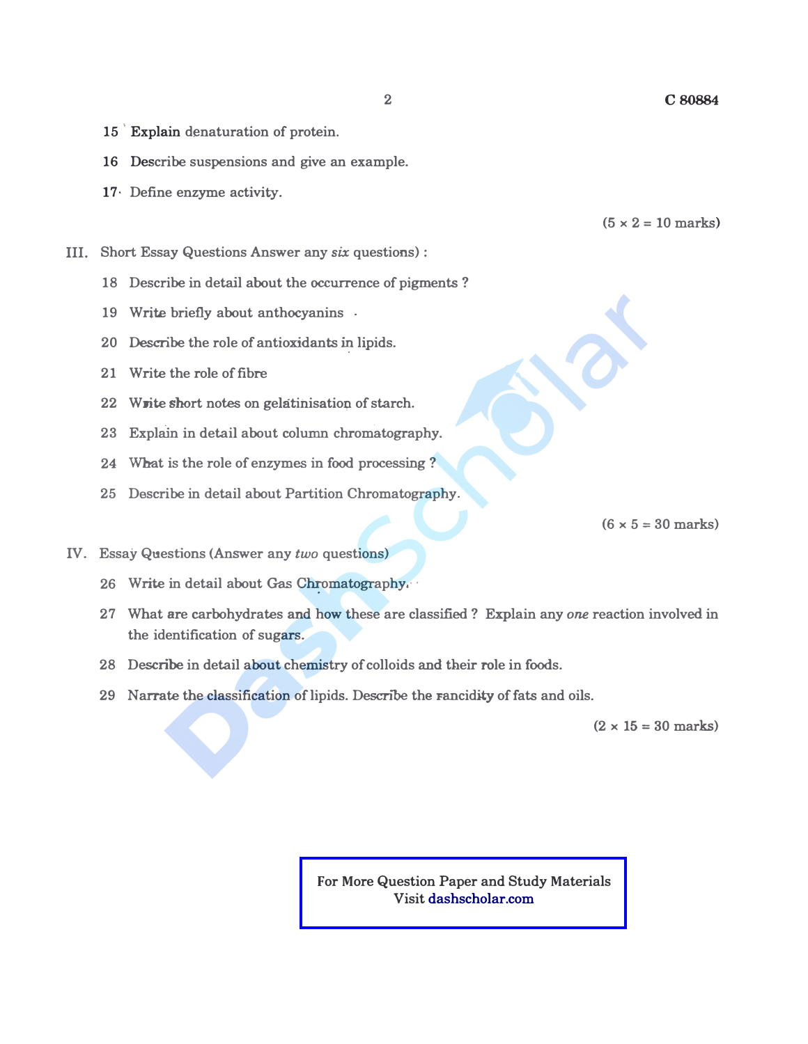15 Explain denaturation of protein.

16 Describe suspensions and give an example.

17 Define enzyme activity.

(5 × 2 = 10 marks)

III. Short Essay Questions Answer any *six* questions) :

18 Describe in detail about the occurrence of pigments ?

19 Write briefly about anthocyanins

20 Describe the role of antioxidants in lipids.

21 Write the role of fibre

22 Write short notes on gelatinisation of starch.

23 Explain in detail about column chromatography.

24 What is the role of enzymes in food processing ?

25 Describe in detail about Partition Chromatography.

(6 × 5 = 30 marks)

IV. Essay Questions (Answer any *two* questions)

26 Write in detail about Gas Chromatography.

27 What are carbohydrates and how these are classified ? Explain any *one* reaction involved in the identification of sugars.

28 Describe in detail about chemistry of colloids and their role in foods.

29 Narrate the classification of lipids. Describe the rancidity of fats and oils.

(2 × 15 = 30 marks)

For More Question Paper and Study Materials
Visit dashscholar.com